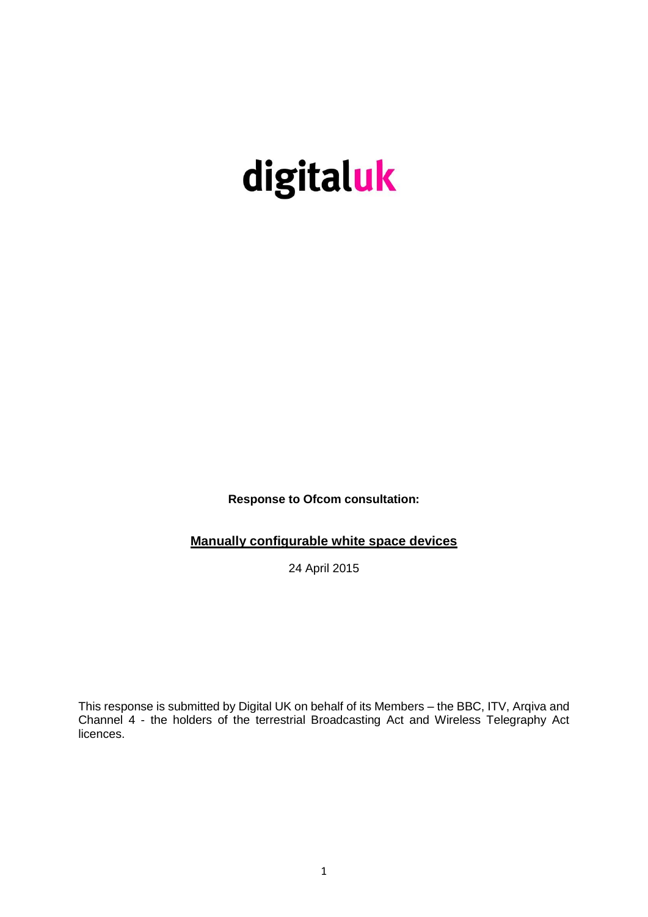# digitaluk

**Response to Ofcom consultation:**

**Manually configurable white space devices**

24 April 2015

This response is submitted by Digital UK on behalf of its Members – the BBC, ITV, Arqiva and Channel 4 - the holders of the terrestrial Broadcasting Act and Wireless Telegraphy Act licences.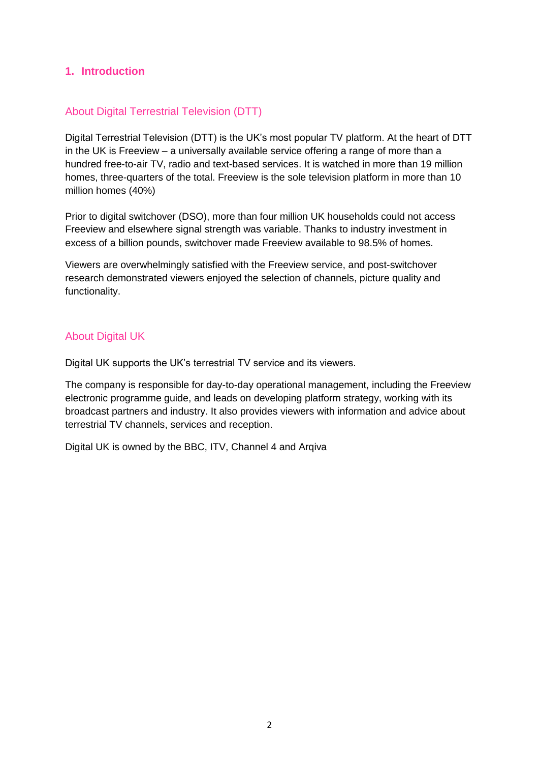# 1. Introduction

## About Digital Terrestrial Television (DTT)

Digital Terrestrial Television (DTT) is the UK's most popular TV platform. At the heart of DTT in the UK is Freeview – a universally available service offering a range of more than a hundred free-to-air TV, radio and text-based services. It is watched in more than 19 million homes, three-quarters of the total. Freeview is the sole television platform in more than 10 million homes (40%)

Prior to digital switchover (DSO), more than four million UK households could not access Freeview and elsewhere signal strength was variable. Thanks to industry investment in excess of a billion pounds, switchover made Freeview available to 98.5% of homes.

Viewers are overwhelmingly satisfied with the Freeview service, and post-switchover research demonstrated viewers enjoyed the selection of channels, picture quality and functionality.

## About Digital UK

Digital UK supports the UK's terrestrial TV service and its viewers.

The company is responsible for day-to-day operational management, including the Freeview electronic programme guide, and leads on developing platform strategy, working with its broadcast partners and industry. It also provides viewers with information and advice about terrestrial TV channels, services and reception.

Digital UK is owned by the BBC, ITV, Channel 4 and Arqiva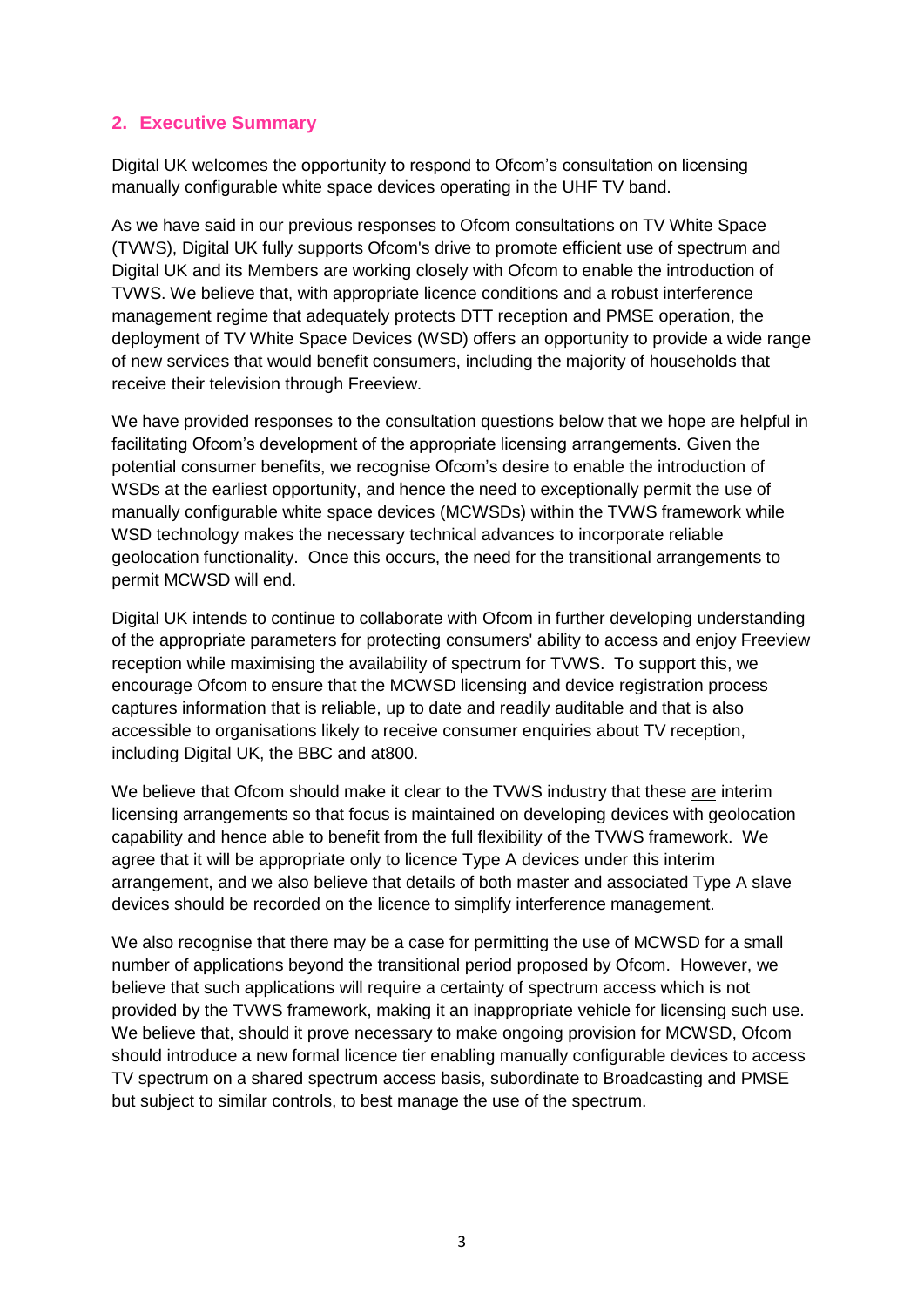## 2. Executive Summary

Digital UK welcomes the opportunity to respond to Ofcom's consultation on licensing manually configurable white space devices operating in the UHF TV band.

As we have said in our previous responses to Ofcom consultations on TV White Space (TVWS), Digital UK fully supports Ofcom's drive to promote efficient use of spectrum and Digital UK and its Members are working closely with Ofcom to enable the introduction of TVWS. We believe that, with appropriate licence conditions and a robust interference management regime that adequately protects DTT reception and PMSE operation, the deployment of TV White Space Devices (WSD) offers an opportunity to provide a wide range of new services that would benefit consumers, including the majority of households that receive their television through Freeview.

We have provided responses to the consultation questions below that we hope are helpful in facilitating Ofcom's development of the appropriate licensing arrangements. Given the potential consumer benefits, we recognise Ofcom's desire to enable the introduction of WSDs at the earliest opportunity, and hence the need to exceptionally permit the use of manually configurable white space devices (MCWSDs) within the TVWS framework while WSD technology makes the necessary technical advances to incorporate reliable geolocation functionality. Once this occurs, the need for the transitional arrangements to permit MCWSD will end.

Digital UK intends to continue to collaborate with Ofcom in further developing understanding of the appropriate parameters for protecting consumers' ability to access and enjoy Freeview reception while maximising the availability of spectrum for TVWS. To support this, we encourage Ofcom to ensure that the MCWSD licensing and device registration process captures information that is reliable, up to date and readily auditable and that is also accessible to organisations likely to receive consumer enquiries about TV reception, including Digital UK, the BBC and at800.

We believe that Ofcom should make it clear to the TVWS industry that these <u>are</u> interim licensing arrangements so that focus is maintained on developing devices with geolocation capability and hence able to benefit from the full flexibility of the TVWS framework. We agree that it will be appropriate only to licence Type A devices under this interim arrangement, and we also believe that details of both master and associated Type A slave devices should be recorded on the licence to simplify interference management.

We also recognise that there may be a case for permitting the use of MCWSD for a small number of applications beyond the transitional period proposed by Ofcom. However, we believe that such applications will require a certainty of spectrum access which is not provided by the TVWS framework, making it an inappropriate vehicle for licensing such use. We believe that, should it prove necessary to make ongoing provision for MCWSD, Ofcom should introduce a new formal licence tier enabling manually configurable devices to access TV spectrum on a shared spectrum access basis, subordinate to Broadcasting and PMSE but subject to similar controls, to best manage the use of the spectrum.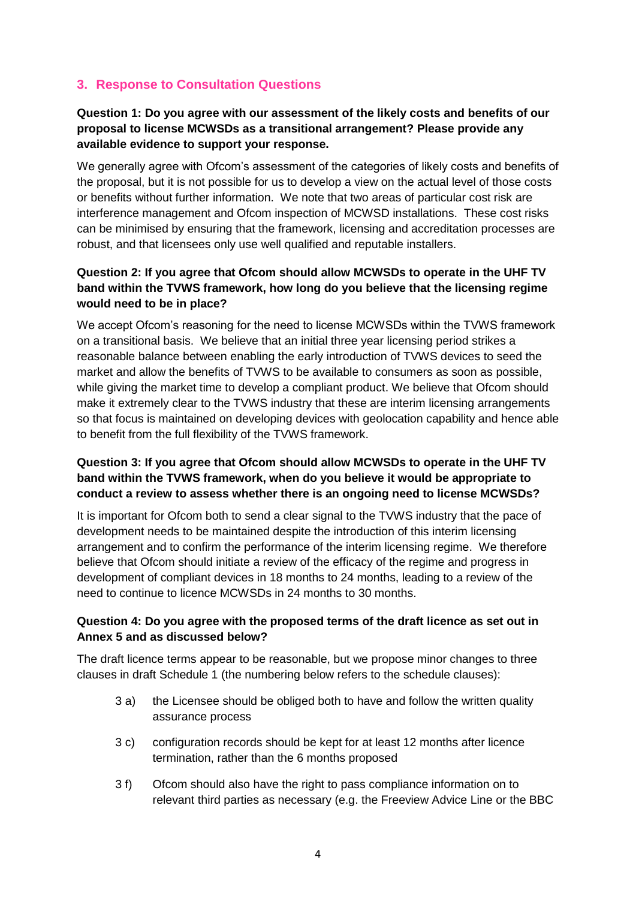## 3. Response to Consultation Questions

**Question 1: Do you agree with our assessment of the likely costs and benefits of our proposal to license MCWSDs as a transitional arrangement? Please provide any available evidence to support your response.**

We generally agree with Ofcom's assessment of the categories of likely costs and benefits of the proposal, but it is not possible for us to develop a view on the actual level of those costs or benefits without further information. We note that two areas of particular cost risk are interference management and Ofcom inspection of MCWSD installations. These cost risks can be minimised by ensuring that the framework, licensing and accreditation processes are robust, and that licensees only use well qualified and reputable installers.

**Question 2: If you agree that Ofcom should allow MCWSDs to operate in the UHF TV band within the TVWS framework, how long do you believe that the licensing regime would need to be in place?**

We accept Ofcom's reasoning for the need to license MCWSDs within the TVWS framework on a transitional basis. We believe that an initial three year licensing period strikes a reasonable balance between enabling the early introduction of TVWS devices to seed the market and allow the benefits of TVWS to be available to consumers as soon as possible, while giving the market time to develop a compliant product. We believe that Ofcom should make it extremely clear to the TVWS industry that these are interim licensing arrangements so that focus is maintained on developing devices with geolocation capability and hence able to benefit from the full flexibility of the TVWS framework.

**Question 3: If you agree that Ofcom should allow MCWSDs to operate in the UHF TV band within the TVWS framework, when do you believe it would be appropriate to conduct a review to assess whether there is an ongoing need to license MCWSDs?**

It is important for Ofcom both to send a clear signal to the TVWS industry that the pace of development needs to be maintained despite the introduction of this interim licensing arrangement and to confirm the performance of the interim licensing regime. We therefore believe that Ofcom should initiate a review of the efficacy of the regime and progress in development of compliant devices in 18 months to 24 months, leading to a review of the need to continue to licence MCWSDs in 24 months to 30 months.

**Question 4: Do you agree with the proposed terms of the draft licence as set out in Annex 5 and as discussed below?**

The draft licence terms appear to be reasonable, but we propose minor changes to three clauses in draft Schedule 1 (the numbering below refers to the schedule clauses):

- 3 a) the Licensee should be obliged both to have and follow the written quality assurance process
- 3 c) configuration records should be kept for at least 12 months after licence termination, rather than the 6 months proposed
- 3 f) Ofcom should also have the right to pass compliance information on to relevant third parties as necessary (e.g. the Freeview Advice Line or the BBC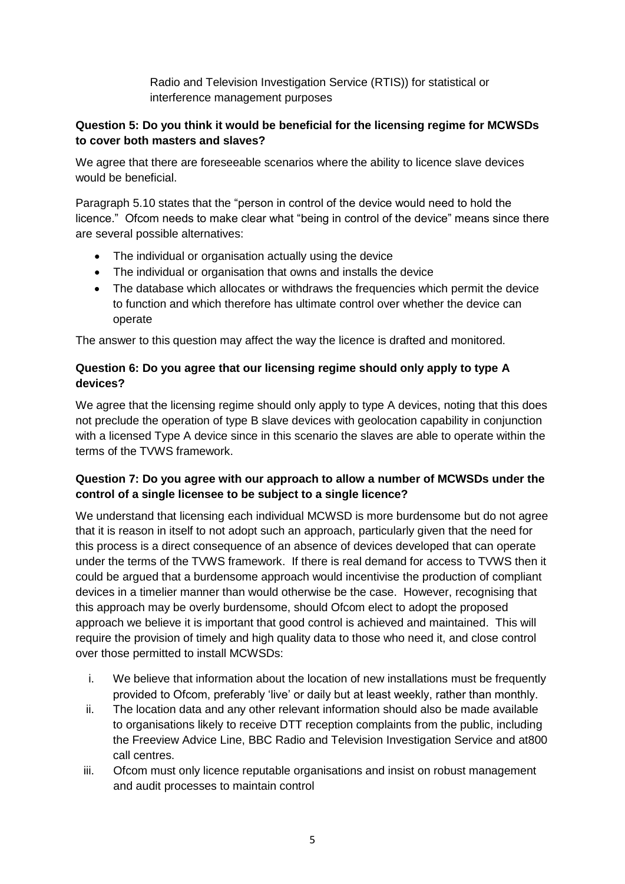Radio and Television Investigation Service (RTIS)) for statistical or interference management purposes

**Question 5: Do you think it would be beneficial for the licensing regime for MCWSDs to cover both masters and slaves?**

We agree that there are foreseeable scenarios where the ability to licence slave devices would be beneficial.

Paragraph 5.10 states that the "person in control of the device would need to hold the licence." Ofcom needs to make clear what "being in control of the device" means since there are several possible alternatives:

- The individual or organisation actually using the device
- The individual or organisation that owns and installs the device
- The database which allocates or withdraws the frequencies which permit the device to function and which therefore has ultimate control over whether the device can operate

The answer to this question may affect the way the licence is drafted and monitored.

**Question 6: Do you agree that our licensing regime should only apply to type A devices?**

We agree that the licensing regime should only apply to type A devices, noting that this does not preclude the operation of type B slave devices with geolocation capability in conjunction with a licensed Type A device since in this scenario the slaves are able to operate within the terms of the TVWS framework.

**Question 7: Do you agree with our approach to allow a number of MCWSDs under the control of a single licensee to be subject to a single licence?**

We understand that licensing each individual MCWSD is more burdensome but do not agree that it is reason in itself to not adopt such an approach, particularly given that the need for this process is a direct consequence of an absence of devices developed that can operate under the terms of the TVWS framework. If there is real demand for access to TVWS then it could be argued that a burdensome approach would incentivise the production of compliant devices in a timelier manner than would otherwise be the case. However, recognising that this approach may be overly burdensome, should Ofcom elect to adopt the proposed approach we believe it is important that good control is achieved and maintained. This will require the provision of timely and high quality data to those who need it, and close control over those permitted to install MCWSDs:

i. We believe that information about the location of new installations must be frequently provided to Ofcom, preferably 'live' or daily but at least weekly, rather than monthly.
ii. The location data and any other relevant information should also be made available to organisations likely to receive DTT reception complaints from the public, including the Freeview Advice Line, BBC Radio and Television Investigation Service and at800 call centres.
iii. Ofcom must only licence reputable organisations and insist on robust management and audit processes to maintain control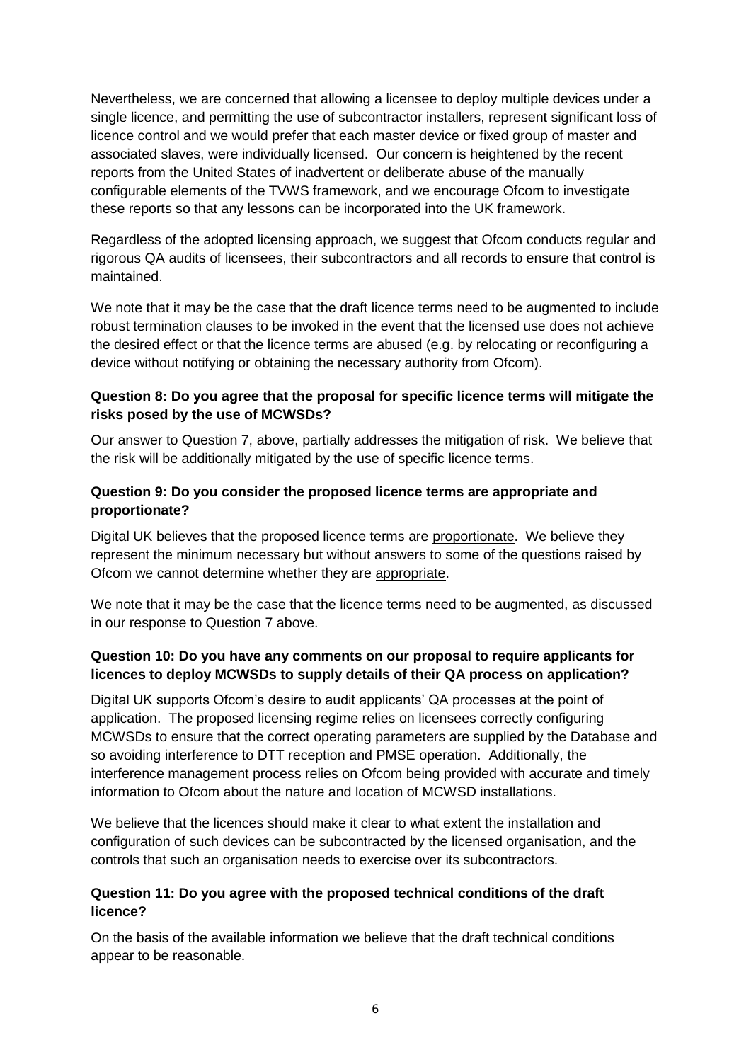Nevertheless, we are concerned that allowing a licensee to deploy multiple devices under a single licence, and permitting the use of subcontractor installers, represent significant loss of licence control and we would prefer that each master device or fixed group of master and associated slaves, were individually licensed. Our concern is heightened by the recent reports from the United States of inadvertent or deliberate abuse of the manually configurable elements of the TVWS framework, and we encourage Ofcom to investigate these reports so that any lessons can be incorporated into the UK framework.

Regardless of the adopted licensing approach, we suggest that Ofcom conducts regular and rigorous QA audits of licensees, their subcontractors and all records to ensure that control is maintained.

We note that it may be the case that the draft licence terms need to be augmented to include robust termination clauses to be invoked in the event that the licensed use does not achieve the desired effect or that the licence terms are abused (e.g. by relocating or reconfiguring a device without notifying or obtaining the necessary authority from Ofcom).

**Question 8: Do you agree that the proposal for specific licence terms will mitigate the risks posed by the use of MCWSDs?**

Our answer to Question 7, above, partially addresses the mitigation of risk. We believe that the risk will be additionally mitigated by the use of specific licence terms.

**Question 9: Do you consider the proposed licence terms are appropriate and proportionate?**

Digital UK believes that the proposed licence terms are <u>proportionate</u>. We believe they represent the minimum necessary but without answers to some of the questions raised by Ofcom we cannot determine whether they are <u>appropriate</u>.

We note that it may be the case that the licence terms need to be augmented, as discussed in our response to Question 7 above.

**Question 10: Do you have any comments on our proposal to require applicants for licences to deploy MCWSDs to supply details of their QA process on application?**

Digital UK supports Ofcom's desire to audit applicants' QA processes at the point of application. The proposed licensing regime relies on licensees correctly configuring MCWSDs to ensure that the correct operating parameters are supplied by the Database and so avoiding interference to DTT reception and PMSE operation. Additionally, the interference management process relies on Ofcom being provided with accurate and timely information to Ofcom about the nature and location of MCWSD installations.

We believe that the licences should make it clear to what extent the installation and configuration of such devices can be subcontracted by the licensed organisation, and the controls that such an organisation needs to exercise over its subcontractors.

**Question 11: Do you agree with the proposed technical conditions of the draft licence?**

On the basis of the available information we believe that the draft technical conditions appear to be reasonable.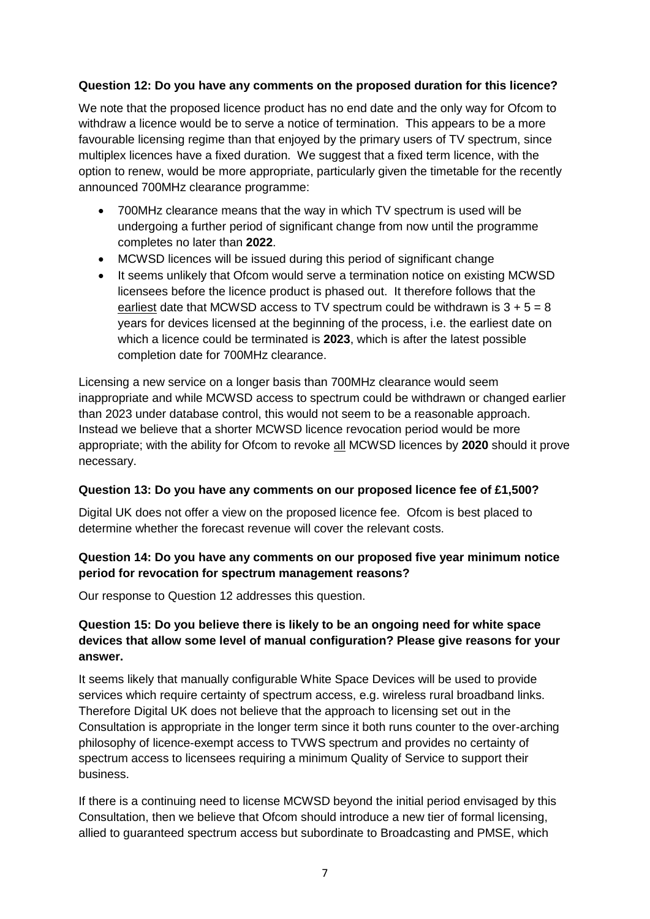**Question 12: Do you have any comments on the proposed duration for this licence?**

We note that the proposed licence product has no end date and the only way for Ofcom to withdraw a licence would be to serve a notice of termination. This appears to be a more favourable licensing regime than that enjoyed by the primary users of TV spectrum, since multiplex licences have a fixed duration. We suggest that a fixed term licence, with the option to renew, would be more appropriate, particularly given the timetable for the recently announced 700MHz clearance programme:

- 700MHz clearance means that the way in which TV spectrum is used will be undergoing a further period of significant change from now until the programme completes no later than **2022**.
- MCWSD licences will be issued during this period of significant change
- It seems unlikely that Ofcom would serve a termination notice on existing MCWSD licensees before the licence product is phased out. It therefore follows that the <u>earliest</u> date that MCWSD access to TV spectrum could be withdrawn is 3 + 5 = 8 years for devices licensed at the beginning of the process, i.e. the earliest date on which a licence could be terminated is **2023**, which is after the latest possible completion date for 700MHz clearance.

Licensing a new service on a longer basis than 700MHz clearance would seem inappropriate and while MCWSD access to spectrum could be withdrawn or changed earlier than 2023 under database control, this would not seem to be a reasonable approach. Instead we believe that a shorter MCWSD licence revocation period would be more appropriate; with the ability for Ofcom to revoke <u>all</u> MCWSD licences by **2020** should it prove necessary.

**Question 13: Do you have any comments on our proposed licence fee of £1,500?**

Digital UK does not offer a view on the proposed licence fee. Ofcom is best placed to determine whether the forecast revenue will cover the relevant costs.

**Question 14: Do you have any comments on our proposed five year minimum notice period for revocation for spectrum management reasons?**

Our response to Question 12 addresses this question.

**Question 15: Do you believe there is likely to be an ongoing need for white space devices that allow some level of manual configuration? Please give reasons for your answer.**

It seems likely that manually configurable White Space Devices will be used to provide services which require certainty of spectrum access, e.g. wireless rural broadband links. Therefore Digital UK does not believe that the approach to licensing set out in the Consultation is appropriate in the longer term since it both runs counter to the over-arching philosophy of licence-exempt access to TVWS spectrum and provides no certainty of spectrum access to licensees requiring a minimum Quality of Service to support their business.

If there is a continuing need to license MCWSD beyond the initial period envisaged by this Consultation, then we believe that Ofcom should introduce a new tier of formal licensing, allied to guaranteed spectrum access but subordinate to Broadcasting and PMSE, which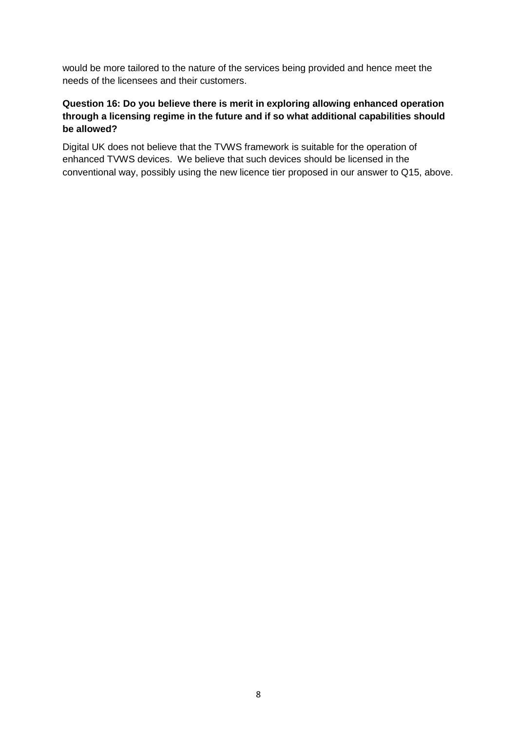would be more tailored to the nature of the services being provided and hence meet the needs of the licensees and their customers.

**Question 16: Do you believe there is merit in exploring allowing enhanced operation through a licensing regime in the future and if so what additional capabilities should be allowed?**

Digital UK does not believe that the TVWS framework is suitable for the operation of enhanced TVWS devices. We believe that such devices should be licensed in the conventional way, possibly using the new licence tier proposed in our answer to Q15, above.